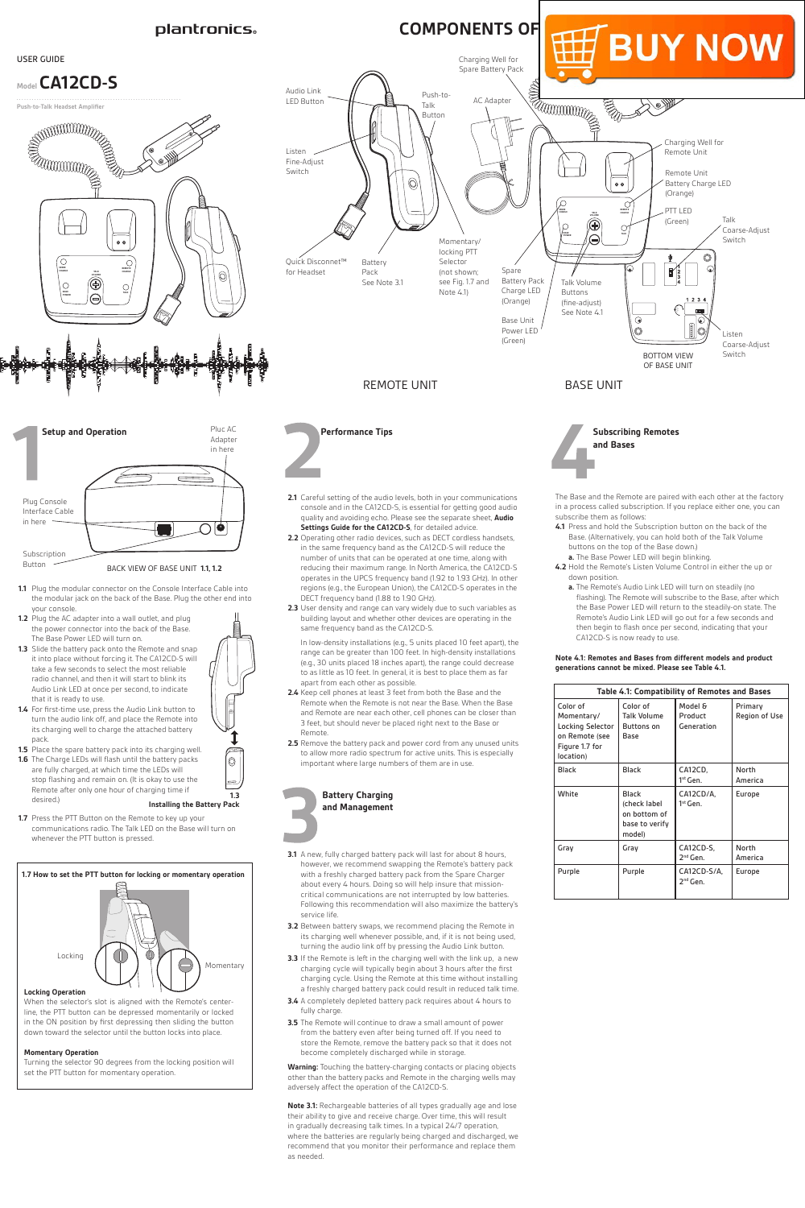plantronics.

USER GUIDE

Model **CA12CD-S**

Push-to-Talk Headset Amplifier

# COMPONENTS OF

BUY NOW

Audio Link LED Button

Push-to-Talk Button

AC Adapter

Charging Well for Spare Battery Pack

Charging Well for Remote Unit

Remote Unit Battery Charge LED (Orange)

PTT LED (Green)

Talk Coarse-Adjust Switch

Listen Fine-Adjust Switch

Quick Disconnect™ for Headset

Battery Pack See Note 3.1

Momentary/ locking PTT Selector (not shown; see Fig. 1.7 and Note 4.1)

Spare Battery Pack Charge LED (Orange)

Base Unit Power LED (Green)

Talk Volume Buttons (fine-adjust) See Note 4.1

Listen Coarse-Adjust Switch

BOTTOM VIEW OF BASE UNIT

REMOTE UNIT

BASE UNIT

## 1 Setup and Operation

Pluc AC Adapter in here

Plug Console Interface Cable in here

Subscription Button

BACK VIEW OF BASE UNIT **1.1, 1.2**

**1.1** Plug the modular connector on the Console Interface Cable into the modular jack on the back of the Base. Plug the other end into your console.

**1.2** Plug the AC adapter into a wall outlet, and plug the power connector into the back of the Base. The Base Power LED will turn on.

**1.3** Slide the battery pack onto the Remote and snap it into place without forcing it. The CA12CD-S will take a few seconds to select the most reliable radio channel, and then it will start to blink its Audio Link LED at once per second, to indicate that it is ready to use.

**1.4** For first-time use, press the Audio Link button to turn the audio link off, and place the Remote into its charging well to charge the attached battery pack.

**1.5** Place the spare battery pack into its charging well.

**1.6** The Charge LEDs will flash until the battery packs are fully charged, at which time the LEDs will stop flashing and remain on. (It is okay to use the Remote after only one hour of charging time if desired.)

**1.3**
**Installing the Battery Pack**

**1.7** Press the PTT Button on the Remote to key up your communications radio. The Talk LED on the Base will turn on whenever the PTT button is pressed.

**1.7 How to set the PTT button for locking or momentary operation**

Locking

Momentary

**Locking Operation**
When the selector's slot is aligned with the Remote's center-line, the PTT button can be depressed momentarily or locked in the ON position by first depressing then sliding the button down toward the selector until the button locks into place.

**Momentary Operation**
Turning the selector 90 degrees from the locking position will set the PTT button for momentary operation.

## 2 Performance Tips

**2.1** Careful setting of the audio levels, both in your communications console and in the CA12CD-S, is essential for getting good audio quality and avoiding echo. Please see the separate sheet, **Audio Settings Guide for the CA12CD-S**, for detailed advice.

**2.2** Operating other radio devices, such as DECT cordless handsets, in the same frequency band as the CA12CD-S will reduce the number of units that can be operated at one time, along with reducing their maximum range. In North America, the CA12CD-S operates in the UPCS frequency band (1.92 to 1.93 GHz). In other regions (e.g., the European Union), the CA12CD-S operates in the DECT frequency band (1.88 to 1.90 GHz).

**2.3** User density and range can vary widely due to such variables as building layout and whether other devices are operating in the same frequency band as the CA12CD-S.

In low-density installations (e.g., 5 units placed 10 feet apart), the range can be greater than 100 feet. In high-density installations (e.g., 30 units placed 18 inches apart), the range could decrease to as little as 10 feet. In general, it is best to place them as far apart from each other as possible.

**2.4** Keep cell phones at least 3 feet from both the Base and the Remote when the Remote is not near the Base. When the Base and Remote are near each other, cell phones can be closer than 3 feet, but should never be placed right next to the Base or Remote.

**2.5** Remove the battery pack and power cord from any unused units to allow more radio spectrum for active units. This is especially important where large numbers of them are in use.

## 3 Battery Charging and Management

**3.1** A new, fully charged battery pack will last for about 8 hours, however, we recommend swapping the Remote's battery pack with a freshly charged battery pack from the Spare Charger about every 4 hours. Doing so will help insure that mission-critical communications are not interrupted by low batteries. Following this recommendation will also maximize the battery's service life.

**3.2** Between battery swaps, we recommend placing the Remote in its charging well whenever possible, and, if it is not being used, turning the audio link off by pressing the Audio Link button.

**3.3** If the Remote is left in the charging well with the link up, a new charging cycle will typically begin about 3 hours after the first charging cycle. Using the Remote at this time without installing a freshly charged battery pack could result in reduced talk time.

**3.4** A completely depleted battery pack requires about 4 hours to fully charge.

**3.5** The Remote will continue to draw a small amount of power from the battery even after being turned off. If you need to store the Remote, remove the battery pack so that it does not become completely discharged while in storage.

**Warning:** Touching the battery-charging contacts or placing objects other than the battery packs and Remote in the charging wells may adversely affect the operation of the CA12CD-S.

**Note 3.1:** Rechargeable batteries of all types gradually age and lose their ability to give and receive charge. Over time, this will result in gradually decreasing talk times. In a typical 24/7 operation, where the batteries are regularly being charged and discharged, we recommend that you monitor their performance and replace them as needed.

## 4 Subscribing Remotes and Bases

The Base and the Remote are paired with each other at the factory in a process called subscription. If you replace either one, you can subscribe them as follows:

**4.1** Press and hold the Subscription button on the back of the Base. (Alternatively, you can hold both of the Talk Volume buttons on the top of the Base down.)

**a.** The Base Power LED will begin blinking.

**4.2** Hold the Remote's Listen Volume Control in either the up or down position.

**a.** The Remote's Audio Link LED will turn on steadily (no flashing). The Remote will subscribe to the Base, after which the Base Power LED will return to the steadily-on state. The Remote's Audio Link LED will go out for a few seconds and then begin to flash once per second, indicating that your CA12CD-S is now ready to use.

**Note 4.1: Remotes and Bases from different models and product generations cannot be mixed. Please see Table 4.1.**

**Table 4.1: Compatibility of Remotes and Bases**

| Color of Momentary/ Locking Selector on Remote (see Figure 1.7 for location) | Color of Talk Volume Buttons on Base | Model & Product Generation | Primary Region of Use |
|---|---|---|---|
| Black | Black | CA12CD, 1st Gen. | North America |
| White | Black (check label on bottom of base to verify model) | CA12CD/A, 1st Gen. | Europe |
| Gray | Gray | CA12CD-S, 2nd Gen. | North America |
| Purple | Purple | CA12CD-S/A, 2nd Gen. | Europe |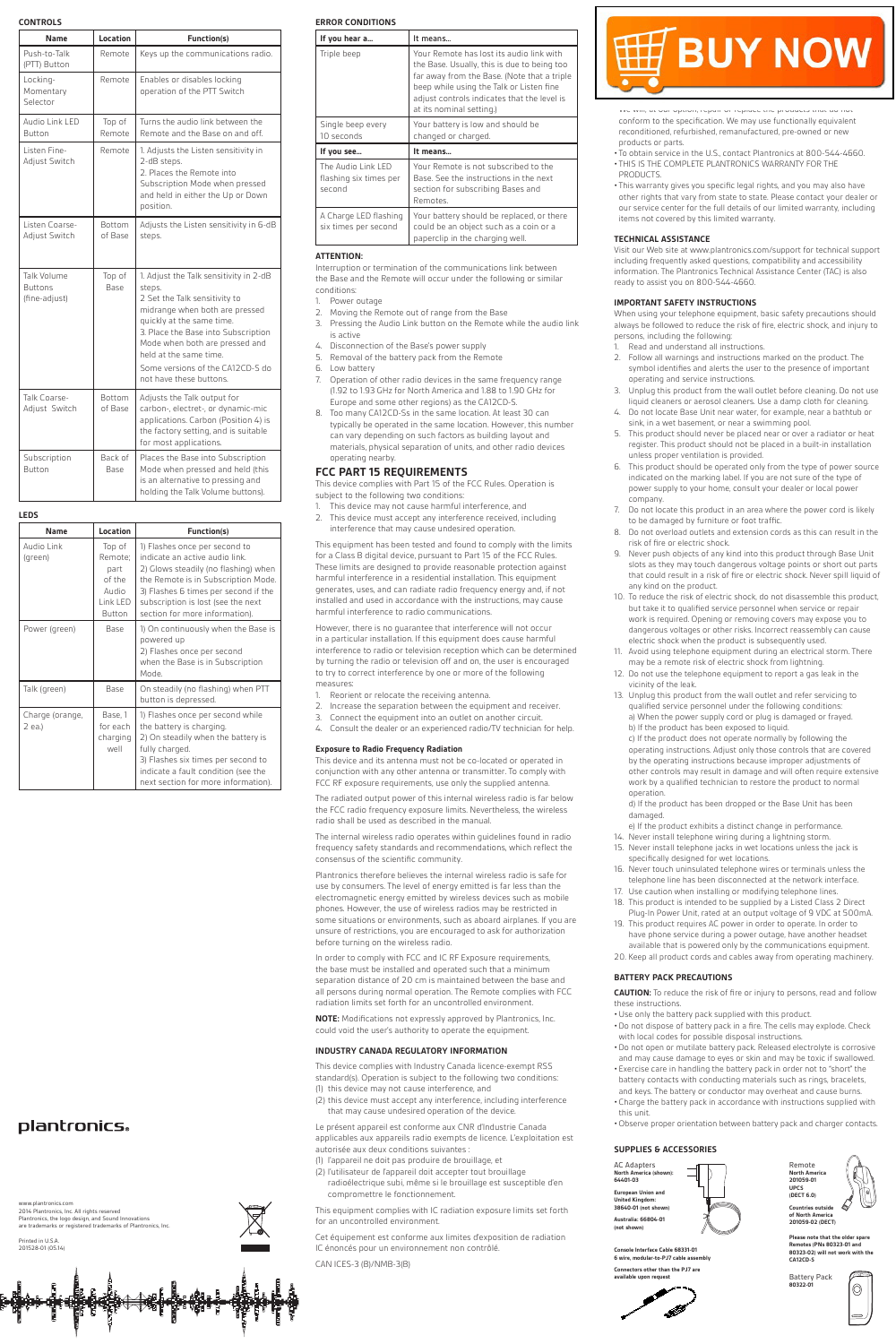## CONTROLS

| Name | Location | Function(s) |
|---|---|---|
| Push-to-Talk (PTT) Button | Remote | Keys up the communications radio. |
| Locking-Momentary Selector | Remote | Enables or disables locking operation of the PTT Switch |
| Audio Link LED Button | Top of Remote | Turns the audio link between the Remote and the Base on and off. |
| Listen Fine-Adjust Switch | Remote | 1. Adjusts the Listen sensitivity in 2-dB steps. 2. Places the Remote into Subscription Mode when pressed and held in either the Up or Down position. |
| Listen Coarse-Adjust Switch | Bottom of Base | Adjusts the Listen sensitivity in 6-dB steps. |
| Talk Volume Buttons (fine-adjust) | Top of Base | 1. Adjust the Talk sensitivity in 2-dB steps. 2 Set the Talk sensitivity to midrange when both are pressed quickly at the same time. 3. Place the Base into Subscription Mode when both are pressed and held at the same time. Some versions of the CA12CD-S do not have these buttons. |
| Talk Coarse-Adjust Switch | Bottom of Base | Adjusts the Talk output for carbon-, electret-, or dynamic-mic applications. Carbon (Position 4) is the factory setting, and is suitable for most applications. |
| Subscription Button | Back of Base | Places the Base into Subscription Mode when pressed and held (this is an alternative to pressing and holding the Talk Volume buttons). |

## LEDS

| Name | Location | Function(s) |
|---|---|---|
| Audio Link (green) | Top of Remote; part of the Audio Link LED Button | 1) Flashes once per second to indicate an active audio link. 2) Glows steadily (no flashing) when the Remote is in Subscription Mode. 3) Flashes 6 times per second if the subscription is lost (see the next section for more information). |
| Power (green) | Base | 1) On continuously when the Base is powered up 2) Flashes once per second 3) On steadily when the Base is in Subscription Mode. |
| Talk (green) | Base | On steadily (no flashing) when PTT button is depressed. |
| Charge (orange, 2 ea.) | Base, 1 for each charging well | 1) Flashes once per second while the battery is charging. 2) On steadily when the battery is fully charged. 3) Flashes six times per second to indicate a fault condition (see the next section for more information). |

plantronics.

www.plantronics.com
2014 Plantronics, Inc. All rights reserved
Plantronics, the logo design, and Sound Innovations are trademarks or registered trademarks of Plantronics, Inc.

Printed in U.S.A.
201528-01 (05.14)

## ERROR CONDITIONS

| If you hear a... | It means... |
|---|---|
| Triple beep | Your Remote has lost its audio link with the Base. Usually, this is due to being too far away from the Base. (Note that a triple beep while using the Talk or Listen fine adjust controls indicates that the level is at its nominal setting.) |
| Single beep every 10 seconds | Your battery is low and should be changed or charged. |
| **If you see...** | **It means...** |
| The Audio Link LED flashing six times per second | Your Remote is not subscribed to the Base. See the instructions in the next section for subscribing Bases and Remotes. |
| A Charge LED flashing six times per second | Your battery should be replaced, or there could be an object such as a coin or a paperclip in the charging well. |

### ATTENTION:

Interruption or termination of the communications link between the Base and the Remote will occur under the following or similar conditions:

1. Power outage
2. Moving the Remote out of range from the Base
3. Pressing the Audio Link button on the Remote while the audio link is active
4. Disconnection of the Base's power supply
5. Removal of the battery pack from the Remote
6. Low battery
7. Operation of other radio devices in the same frequency range (1.92 to 1.93 GHz for North America and 1.88 to 1.90 GHz for Europe and some other regions) as the CA12CD-S.
8. Too many CA12CD-Ss in the same location. At least 30 can typically be operated in the same location. However, this number can vary depending on such factors as building layout and materials, physical separation of units, and other radio devices operating nearby.

## FCC PART 15 REQUIREMENTS

This device complies with Part 15 of the FCC Rules. Operation is subject to the following two conditions:

1. This device may not cause harmful interference, and
2. This device must accept any interference received, including interference that may cause undesired operation.

This equipment has been tested and found to comply with the limits for a Class B digital device, pursuant to Part 15 of the FCC Rules. These limits are designed to provide reasonable protection against harmful interference in a residential installation. This equipment generates, uses, and can radiate radio frequency energy and, if not installed and used in accordance with the instructions, may cause harmful interference to radio communications.

However, there is no guarantee that interference will not occur in a particular installation. If this equipment does cause harmful interference to radio or television reception which can be determined by turning the radio or television off and on, the user is encouraged to try to correct interference by one or more of the following measures:

1. Reorient or relocate the receiving antenna.
2. Increase the separation between the equipment and receiver.
3. Connect the equipment into an outlet on another circuit.
4. Consult the dealer or an experienced radio/TV technician for help.

### Exposure to Radio Frequency Radiation

This device and its antenna must not be co-located or operated in conjunction with any other antenna or transmitter. To comply with FCC RF exposure requirements, use only the supplied antenna.

The radiated output power of this internal wireless radio is far below the FCC radio frequency exposure limits. Nevertheless, the wireless radio shall be used as described in the manual.

The internal wireless radio operates within guidelines found in radio frequency safety standards and recommendations, which reflect the consensus of the scientific community.

Plantronics therefore believes the internal wireless radio is safe for use by consumers. The level of energy emitted is far less than the electromagnetic energy emitted by wireless devices such as mobile phones. However, the use of wireless radios may be restricted in some situations or environments, such as aboard airplanes. If you are unsure of restrictions, you are encouraged to ask for authorization before turning on the wireless radio.

In order to comply with FCC and IC RF Exposure requirements, the base must be installed and operated such that a minimum separation distance of 20 cm is maintained between the base and all persons during normal operation. The Remote complies with FCC radiation limits set forth for an uncontrolled environment.

**NOTE:** Modifications not expressly approved by Plantronics, Inc. could void the user's authority to operate the equipment.

### INDUSTRY CANADA REGULATORY INFORMATION

This device complies with Industry Canada licence-exempt RSS standard(s). Operation is subject to the following two conditions:
(1) this device may not cause interference, and
(2) this device must accept any interference, including interference that may cause undesired operation of the device.

Le présent appareil est conforme aux CNR d'Industrie Canada applicables aux appareils radio exempts de licence. L'exploitation est autorisée aux deux conditions suivantes :
(1) l'appareil ne doit pas produire de brouillage, et
(2) l'utilisateur de l'appareil doit accepter tout brouillage radioélectrique subi, même si le brouillage est susceptible d'en compromettre le fonctionnement.

This equipment complies with IC radiation exposure limits set forth for an uncontrolled environment.

Cet équipement est conforme aux limites d'exposition de radiation IC énoncés pour un environnement non contrôlé.

CAN ICES-3 (B)/NMB-3(B)

BUY NOW

We will, at our option, repair or replace the products that do not conform to the specification. We may use functionally equivalent reconditioned, refurbished, remanufactured, pre-owned or new products or parts.

- To obtain service in the U.S., contact Plantronics at 800-544-4660.
- THIS IS THE COMPLETE PLANTRONICS WARRANTY FOR THE PRODUCTS.
- This warranty gives you specific legal rights, and you may also have other rights that vary from state to state. Please contact your dealer or our service center for the full details of our limited warranty, including items not covered by this limited warranty.

### TECHNICAL ASSISTANCE

Visit our Web site at www.plantronics.com/support for technical support including frequently asked questions, compatibility and accessibility information. The Plantronics Technical Assistance Center (TAC) is also ready to assist you on 800-544-4660.

### IMPORTANT SAFETY INSTRUCTIONS

When using your telephone equipment, basic safety precautions should always be followed to reduce the risk of fire, electric shock, and injury to persons, including the following:

1. Read and understand all instructions.
2. Follow all warnings and instructions marked on the product. The symbol identifies and alerts the user to the presence of important operating and service instructions.
3. Unplug this product from the wall outlet before cleaning. Do not use liquid cleaners or aerosol cleaners. Use a damp cloth for cleaning.
4. Do not locate Base Unit near water, for example, near a bathtub or sink, in a wet basement, or near a swimming pool.
5. This product should never be placed near or over a radiator or heat register. This product should not be placed in a built-in installation unless proper ventilation is provided.
6. This product should be operated only from the type of power source indicated on the marking label. If you are not sure of the type of power supply to your home, consult your dealer or local power company.
7. Do not locate this product in an area where the power cord is likely to be damaged by furniture or foot traffic.
8. Do not overload outlets and extension cords as this can result in the risk of fire or electric shock.
9. Never push objects of any kind into this product through Base Unit slots as they may touch dangerous voltage points or short out parts that could result in a risk of fire or electric shock. Never spill liquid of any kind on the product.
10. To reduce the risk of electric shock, do not disassemble this product, but take it to qualified service personnel when service or repair work is required. Opening or removing covers may expose you to dangerous voltages or other risks. Incorrect reassembly can cause electric shock when the product is subsequently used.
11. Avoid using telephone equipment during an electrical storm. There may be a remote risk of electric shock from lightning.
12. Do not use the telephone equipment to report a gas leak in the vicinity of the leak.
13. Unplug this product from the wall outlet and refer servicing to qualified service personnel under the following conditions:
    a) When the power supply cord or plug is damaged or frayed.
    b) If the product has been exposed to liquid.
    c) If the product does not operate normally by following the operating instructions. Adjust only those controls that are covered by the operating instructions because improper adjustments of other controls may result in damage and will often require extensive work by a qualified technician to restore the product to normal operation.
    d) If the product has been dropped or the Base Unit has been damaged.
    e) If the product exhibits a distinct change in performance.
14. Never install telephone wiring during a lightning storm.
15. Never install telephone jacks in wet locations unless the jack is specifically designed for wet locations.
16. Never touch uninsulated telephone wires or terminals unless the telephone line has been disconnected at the network interface.
17. Use caution when installing or modifying telephone lines.
18. This product is intended to be supplied by a Listed Class 2 Direct Plug-In Power Unit, rated at an output voltage of 9 VDC at 500mA.
19. This product requires AC power in order to operate. In order to have phone service during a power outage, have another headset available that is powered only by the communications equipment.
20. Keep all product cords and cables away from operating machinery.

### BATTERY PACK PRECAUTIONS

**CAUTION:** To reduce the risk of fire or injury to persons, read and follow these instructions.

- Use only the battery pack supplied with this product.
- Do not dispose of battery pack in a fire. The cells may explode. Check with local codes for possible disposal instructions.
- Do not open or mutilate battery pack. Released electrolyte is corrosive and may cause damage to eyes or skin and may be toxic if swallowed.
- Exercise care in handling the battery pack in order not to "short" the battery contacts with conducting materials such as rings, bracelets, and keys. The battery or conductor may overheat and cause burns.
- Charge the battery pack in accordance with instructions supplied with this unit.
- Observe proper orientation between battery pack and charger contacts.

### SUPPLIES & ACCESSORIES

AC Adapters
North America (shown): 64401-03
European Union and United Kingdom: 38640-01 (not shown)
Australia: 66804-01 (not shown)

Console Interface Cable 68331-01
6 wire, modular-to-PJ7 cable assembly

Connectors other than the PJ7 are available upon request

Remote
North America 201059-01
UPCS (DECT 6.0)
Countries outside of North America 201059-02 (DECT)

Please note that the older spare Remotes (PNs 80323-01 and 80323-02) will not work with the CA12CD-S

Battery Pack
80322-01